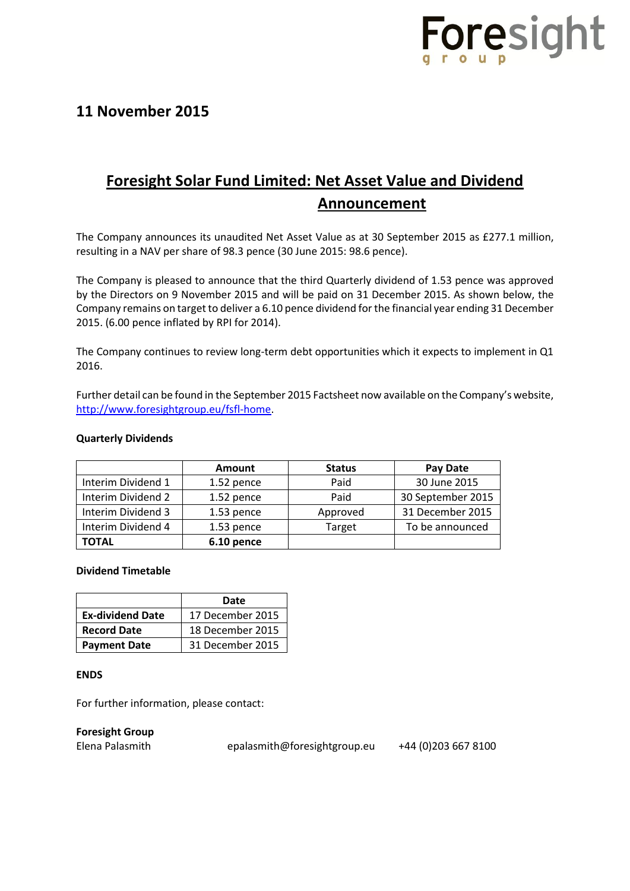Foresight group

## 11 November 2015

# Foresight Solar Fund Limited: Net Asset Value and Dividend Announcement

The Company announces its unaudited Net Asset Value as at 30 September 2015 as £277.1 million, resulting in a NAV per share of 98.3 pence (30 June 2015: 98.6 pence).

The Company is pleased to announce that the third Quarterly dividend of 1.53 pence was approved by the Directors on 9 November 2015 and will be paid on 31 December 2015. As shown below, the Company remains on target to deliver a 6.10 pence dividend for the financial year ending 31 December 2015. (6.00 pence inflated by RPI for 2014).

The Company continues to review long-term debt opportunities which it expects to implement in Q1 2016.

Further detail can be found in the September 2015 Factsheet now available on the Company's website, [http://www.foresightgroup.eu/fsfl-home](http://www.foresightgroup.eu/fsfl-home).

**Quarterly Dividends**

| | Amount | Status | Pay Date |
|---|---|---|---|
| Interim Dividend 1 | 1.52 pence | Paid | 30 June 2015 |
| Interim Dividend 2 | 1.52 pence | Paid | 30 September 2015 |
| Interim Dividend 3 | 1.53 pence | Approved | 31 December 2015 |
| Interim Dividend 4 | 1.53 pence | Target | To be announced |
| **TOTAL** | **6.10 pence** | | |

**Dividend Timetable**

| | Date |
|---|---|
| **Ex-dividend Date** | 17 December 2015 |
| **Record Date** | 18 December 2015 |
| **Payment Date** | 31 December 2015 |

**ENDS**

For further information, please contact:

**Foresight Group**

Elena Palasmith    epalasmith@foresightgroup.eu    +44 (0)203 667 8100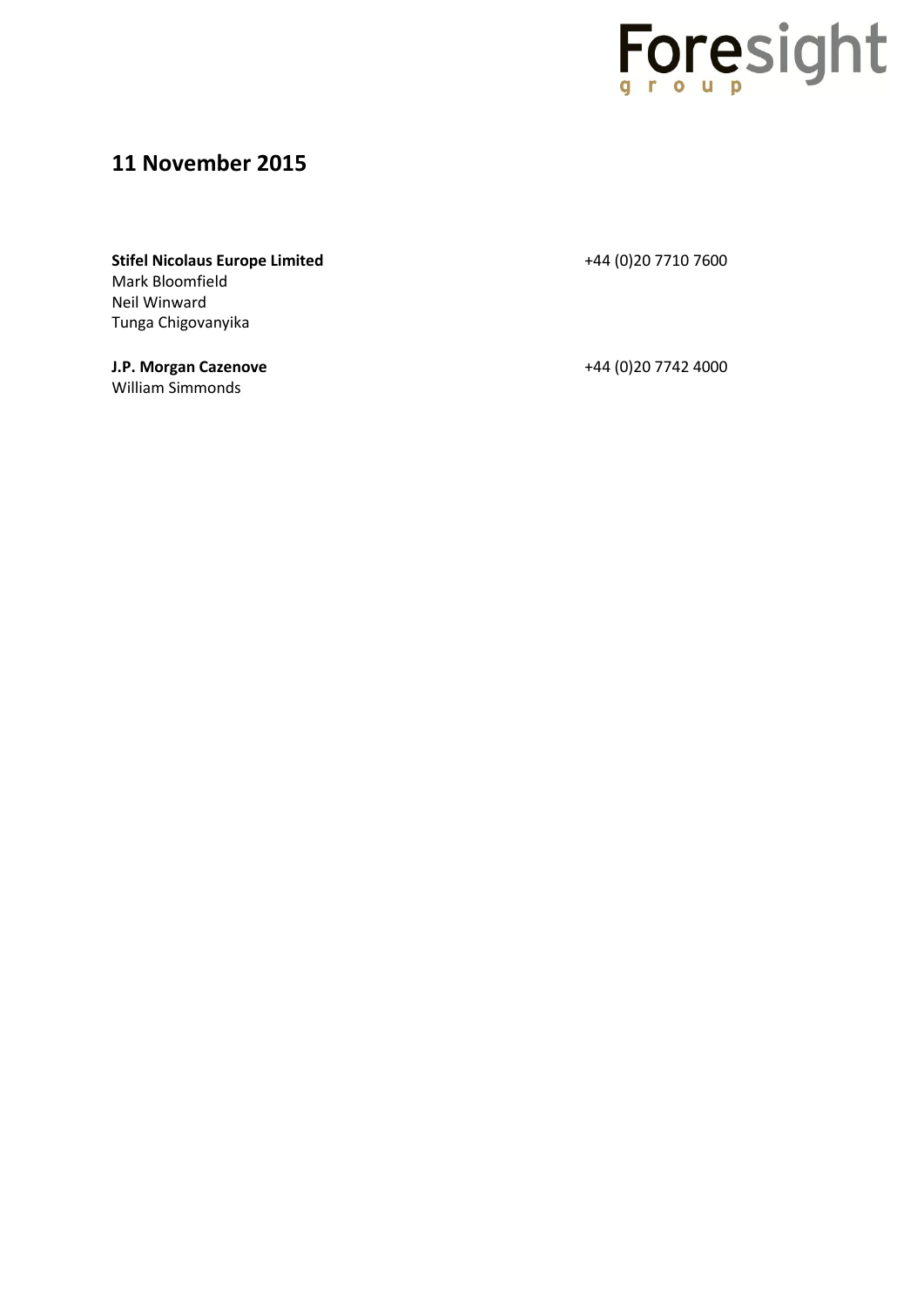## 11 November 2015

**Stifel Nicolaus Europe Limited** +44 (0)20 7710 7600
Mark Bloomfield
Neil Winward
Tunga Chigovanyika

**J.P. Morgan Cazenove** +44 (0)20 7742 4000
William Simmonds